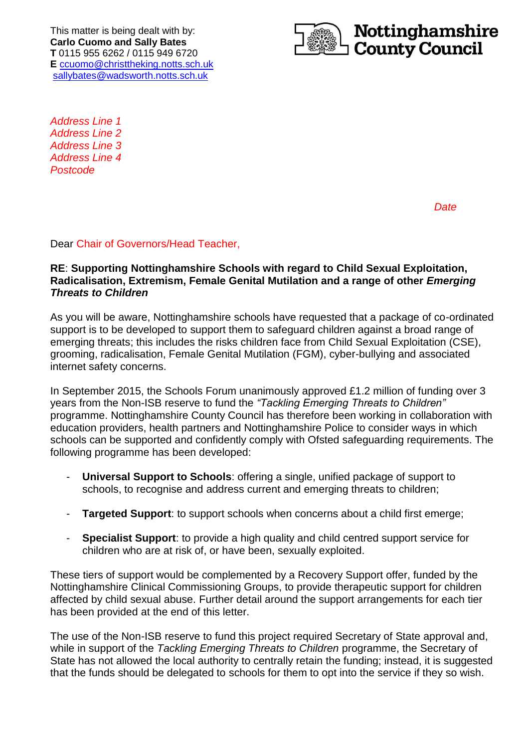This matter is being dealt with by:
**Carlo Cuomo and Sally Bates**
**T** 0115 955 6262 / 0115 949 6720
**E** ccuomo@christtheking.notts.sch.uk
sallybates@wadsworth.notts.sch.uk

**Nottinghamshire County Council**

*Address Line 1*
*Address Line 2*
*Address Line 3*
*Address Line 4*
*Postcode*

*Date*

Dear Chair of Governors/Head Teacher,

**RE**: **Supporting Nottinghamshire Schools with regard to Child Sexual Exploitation, Radicalisation, Extremism, Female Genital Mutilation and a range of other *Emerging Threats to Children***

As you will be aware, Nottinghamshire schools have requested that a package of co-ordinated support is to be developed to support them to safeguard children against a broad range of emerging threats; this includes the risks children face from Child Sexual Exploitation (CSE), grooming, radicalisation, Female Genital Mutilation (FGM), cyber-bullying and associated internet safety concerns.

In September 2015, the Schools Forum unanimously approved £1.2 million of funding over 3 years from the Non-ISB reserve to fund the *"Tackling Emerging Threats to Children"* programme. Nottinghamshire County Council has therefore been working in collaboration with education providers, health partners and Nottinghamshire Police to consider ways in which schools can be supported and confidently comply with Ofsted safeguarding requirements. The following programme has been developed:

- **Universal Support to Schools**: offering a single, unified package of support to schools, to recognise and address current and emerging threats to children;
- **Targeted Support**: to support schools when concerns about a child first emerge;
- **Specialist Support**: to provide a high quality and child centred support service for children who are at risk of, or have been, sexually exploited.

These tiers of support would be complemented by a Recovery Support offer, funded by the Nottinghamshire Clinical Commissioning Groups, to provide therapeutic support for children affected by child sexual abuse. Further detail around the support arrangements for each tier has been provided at the end of this letter.

The use of the Non-ISB reserve to fund this project required Secretary of State approval and, while in support of the *Tackling Emerging Threats to Children* programme, the Secretary of State has not allowed the local authority to centrally retain the funding; instead, it is suggested that the funds should be delegated to schools for them to opt into the service if they so wish.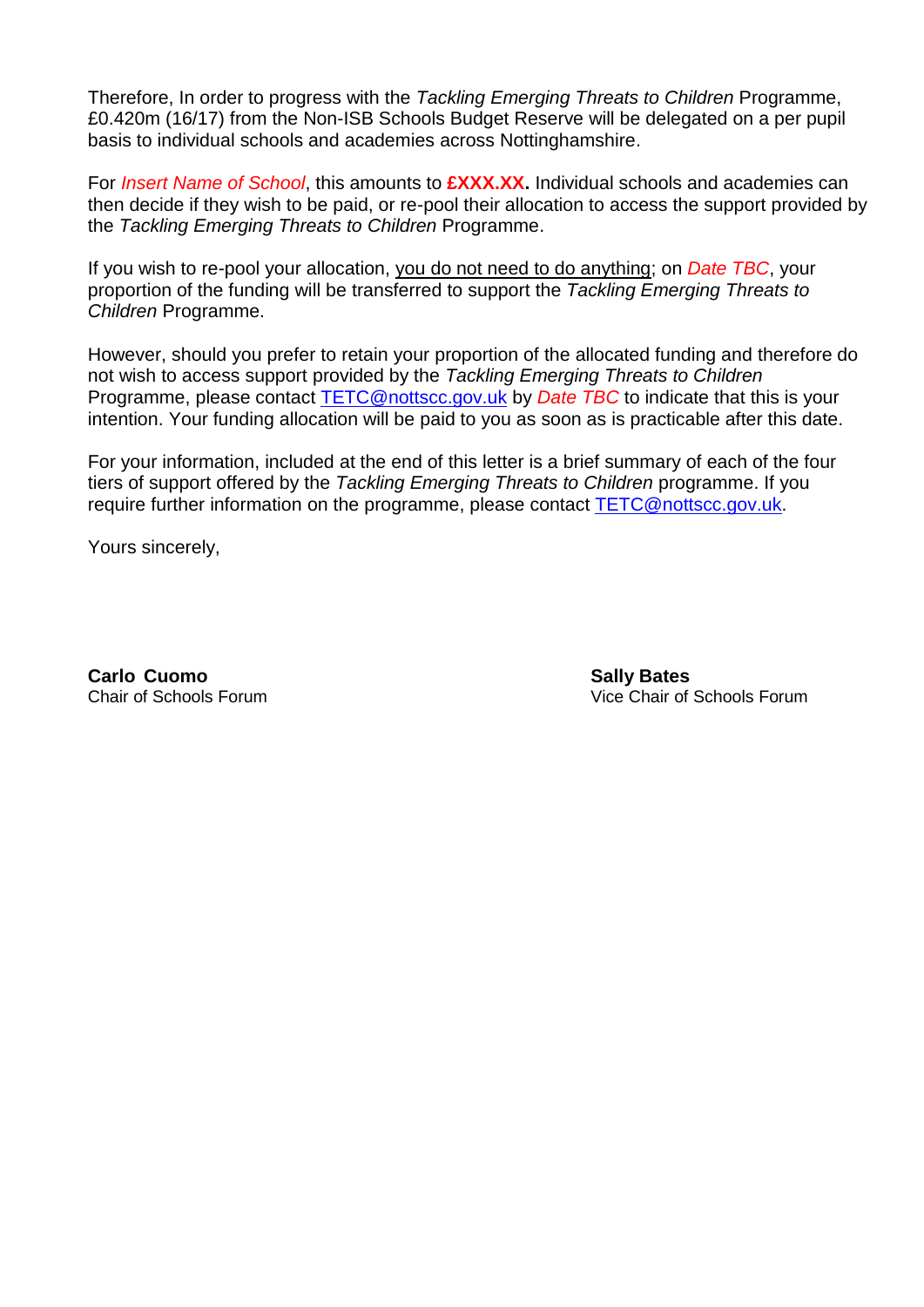Therefore, In order to progress with the *Tackling Emerging Threats to Children* Programme, £0.420m (16/17) from the Non-ISB Schools Budget Reserve will be delegated on a per pupil basis to individual schools and academies across Nottinghamshire.

For *Insert Name of School*, this amounts to **£XXX.XX.** Individual schools and academies can then decide if they wish to be paid, or re-pool their allocation to access the support provided by the *Tackling Emerging Threats to Children* Programme.

If you wish to re-pool your allocation, you do not need to do anything; on *Date TBC*, your proportion of the funding will be transferred to support the *Tackling Emerging Threats to Children* Programme.

However, should you prefer to retain your proportion of the allocated funding and therefore do not wish to access support provided by the *Tackling Emerging Threats to Children* Programme, please contact TETC@nottscc.gov.uk by *Date TBC* to indicate that this is your intention. Your funding allocation will be paid to you as soon as is practicable after this date.

For your information, included at the end of this letter is a brief summary of each of the four tiers of support offered by the *Tackling Emerging Threats to Children* programme. If you require further information on the programme, please contact TETC@nottscc.gov.uk.

Yours sincerely,

**Carlo Cuomo**
Chair of Schools Forum

**Sally Bates**
Vice Chair of Schools Forum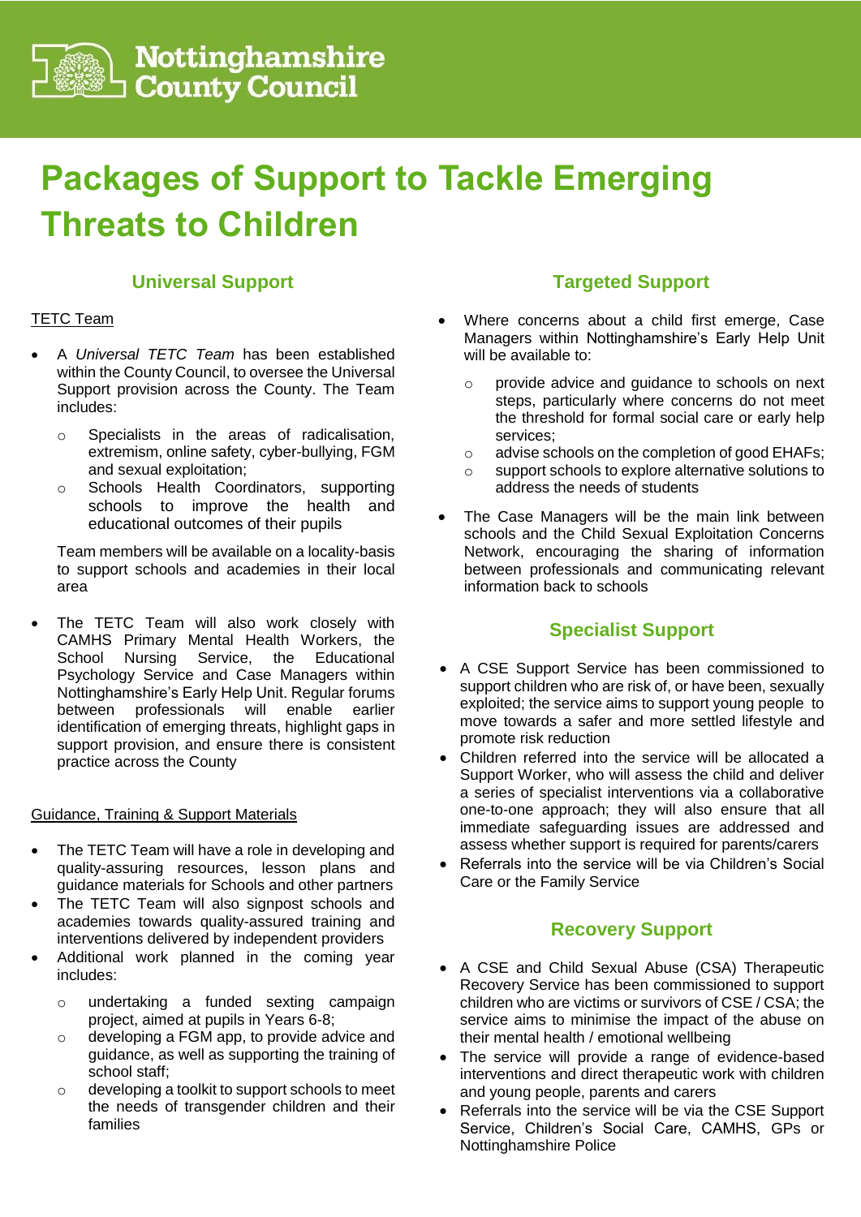Nottinghamshire County Council

# Packages of Support to Tackle Emerging Threats to Children

## Universal Support

TETC Team

- A *Universal TETC Team* has been established within the County Council, to oversee the Universal Support provision across the County. The Team includes:
  - Specialists in the areas of radicalisation, extremism, online safety, cyber-bullying, FGM and sexual exploitation;
  - Schools Health Coordinators, supporting schools to improve the health and educational outcomes of their pupils

  Team members will be available on a locality-basis to support schools and academies in their local area

- The TETC Team will also work closely with CAMHS Primary Mental Health Workers, the School Nursing Service, the Educational Psychology Service and Case Managers within Nottinghamshire's Early Help Unit. Regular forums between professionals will enable earlier identification of emerging threats, highlight gaps in support provision, and ensure there is consistent practice across the County

Guidance, Training & Support Materials

- The TETC Team will have a role in developing and quality-assuring resources, lesson plans and guidance materials for Schools and other partners
- The TETC Team will also signpost schools and academies towards quality-assured training and interventions delivered by independent providers
- Additional work planned in the coming year includes:
  - undertaking a funded sexting campaign project, aimed at pupils in Years 6-8;
  - developing a FGM app, to provide advice and guidance, as well as supporting the training of school staff;
  - developing a toolkit to support schools to meet the needs of transgender children and their families

## Targeted Support

- Where concerns about a child first emerge, Case Managers within Nottinghamshire's Early Help Unit will be available to:
  - provide advice and guidance to schools on next steps, particularly where concerns do not meet the threshold for formal social care or early help services;
  - advise schools on the completion of good EHAFs;
  - support schools to explore alternative solutions to address the needs of students
- The Case Managers will be the main link between schools and the Child Sexual Exploitation Concerns Network, encouraging the sharing of information between professionals and communicating relevant information back to schools

## Specialist Support

- A CSE Support Service has been commissioned to support children who are risk of, or have been, sexually exploited; the service aims to support young people to move towards a safer and more settled lifestyle and promote risk reduction
- Children referred into the service will be allocated a Support Worker, who will assess the child and deliver a series of specialist interventions via a collaborative one-to-one approach; they will also ensure that all immediate safeguarding issues are addressed and assess whether support is required for parents/carers
- Referrals into the service will be via Children's Social Care or the Family Service

## Recovery Support

- A CSE and Child Sexual Abuse (CSA) Therapeutic Recovery Service has been commissioned to support children who are victims or survivors of CSE / CSA; the service aims to minimise the impact of the abuse on their mental health / emotional wellbeing
- The service will provide a range of evidence-based interventions and direct therapeutic work with children and young people, parents and carers
- Referrals into the service will be via the CSE Support Service, Children's Social Care, CAMHS, GPs or Nottinghamshire Police